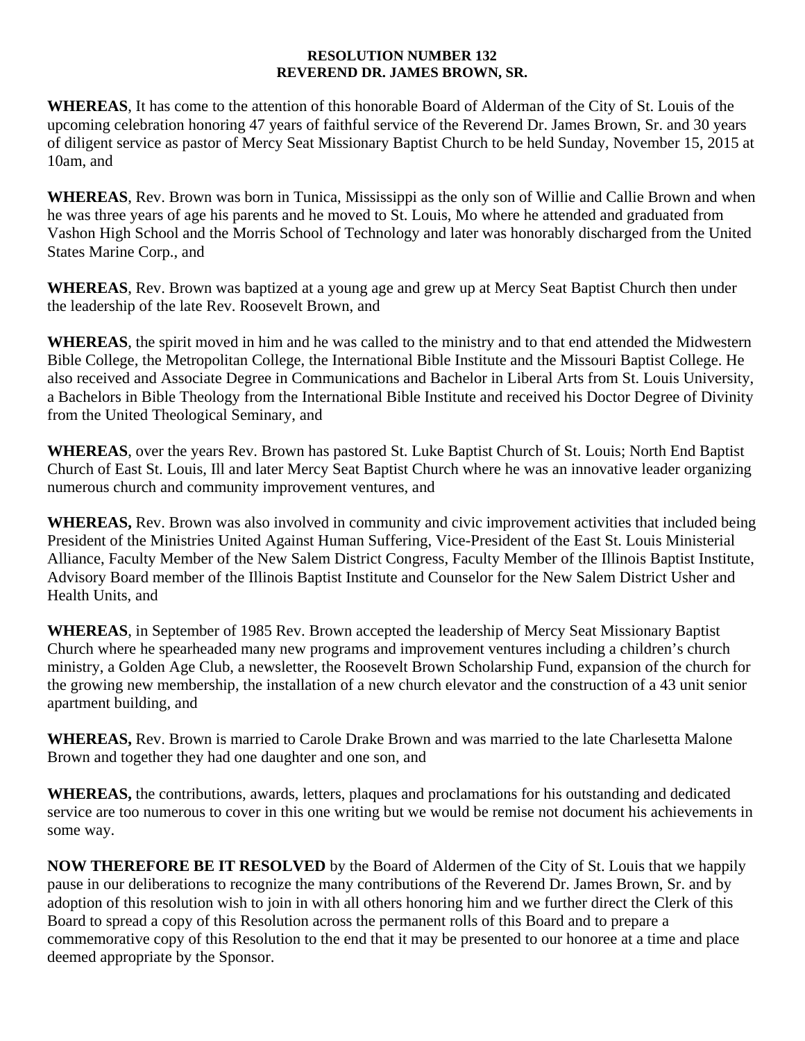**RESOLUTION NUMBER 132**
**REVEREND DR. JAMES BROWN, SR.**

**WHEREAS**, It has come to the attention of this honorable Board of Alderman of the City of St. Louis of the upcoming celebration honoring 47 years of faithful service of the Reverend Dr. James Brown, Sr. and 30 years of diligent service as pastor of Mercy Seat Missionary Baptist Church to be held Sunday, November 15, 2015 at 10am, and

**WHEREAS**, Rev. Brown was born in Tunica, Mississippi as the only son of Willie and Callie Brown and when he was three years of age his parents and he moved to St. Louis, Mo where he attended and graduated from Vashon High School and the Morris School of Technology and later was honorably discharged from the United States Marine Corp., and

**WHEREAS**, Rev. Brown was baptized at a young age and grew up at Mercy Seat Baptist Church then under the leadership of the late Rev. Roosevelt Brown, and

**WHEREAS**, the spirit moved in him and he was called to the ministry and to that end attended the Midwestern Bible College, the Metropolitan College, the International Bible Institute and the Missouri Baptist College. He also received and Associate Degree in Communications and Bachelor in Liberal Arts from St. Louis University, a Bachelors in Bible Theology from the International Bible Institute and received his Doctor Degree of Divinity from the United Theological Seminary, and

**WHEREAS**, over the years Rev. Brown has pastored St. Luke Baptist Church of St. Louis; North End Baptist Church of East St. Louis, Ill and later Mercy Seat Baptist Church where he was an innovative leader organizing numerous church and community improvement ventures, and

**WHEREAS,** Rev. Brown was also involved in community and civic improvement activities that included being President of the Ministries United Against Human Suffering, Vice-President of the East St. Louis Ministerial Alliance, Faculty Member of the New Salem District Congress, Faculty Member of the Illinois Baptist Institute, Advisory Board member of the Illinois Baptist Institute and Counselor for the New Salem District Usher and Health Units, and

**WHEREAS**, in September of 1985 Rev. Brown accepted the leadership of Mercy Seat Missionary Baptist Church where he spearheaded many new programs and improvement ventures including a children's church ministry, a Golden Age Club, a newsletter, the Roosevelt Brown Scholarship Fund, expansion of the church for the growing new membership, the installation of a new church elevator and the construction of a 43 unit senior apartment building, and

**WHEREAS,** Rev. Brown is married to Carole Drake Brown and was married to the late Charlesetta Malone Brown and together they had one daughter and one son, and

**WHEREAS,** the contributions, awards, letters, plaques and proclamations for his outstanding and dedicated service are too numerous to cover in this one writing but we would be remise not document his achievements in some way.

**NOW THEREFORE BE IT RESOLVED** by the Board of Aldermen of the City of St. Louis that we happily pause in our deliberations to recognize the many contributions of the Reverend Dr. James Brown, Sr. and by adoption of this resolution wish to join in with all others honoring him and we further direct the Clerk of this Board to spread a copy of this Resolution across the permanent rolls of this Board and to prepare a commemorative copy of this Resolution to the end that it may be presented to our honoree at a time and place deemed appropriate by the Sponsor.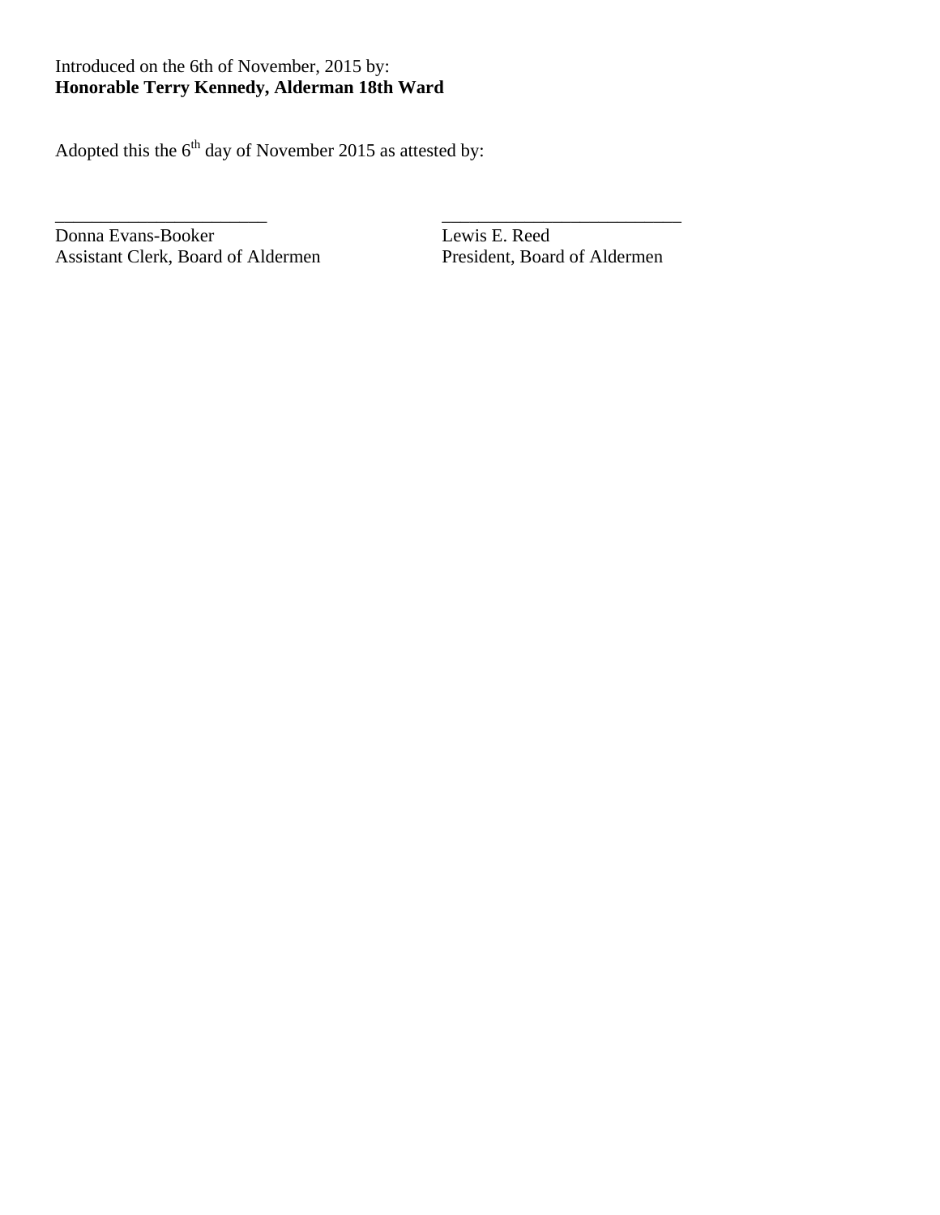Introduced on the 6th of November, 2015 by:
**Honorable Terry Kennedy, Alderman 18th Ward**

Adopted this the 6th day of November 2015 as attested by:

| | |
|---|---|
| _______________________ | ___________________________ |
| Donna Evans-Booker | Lewis E. Reed |
| Assistant Clerk, Board of Aldermen | President, Board of Aldermen |